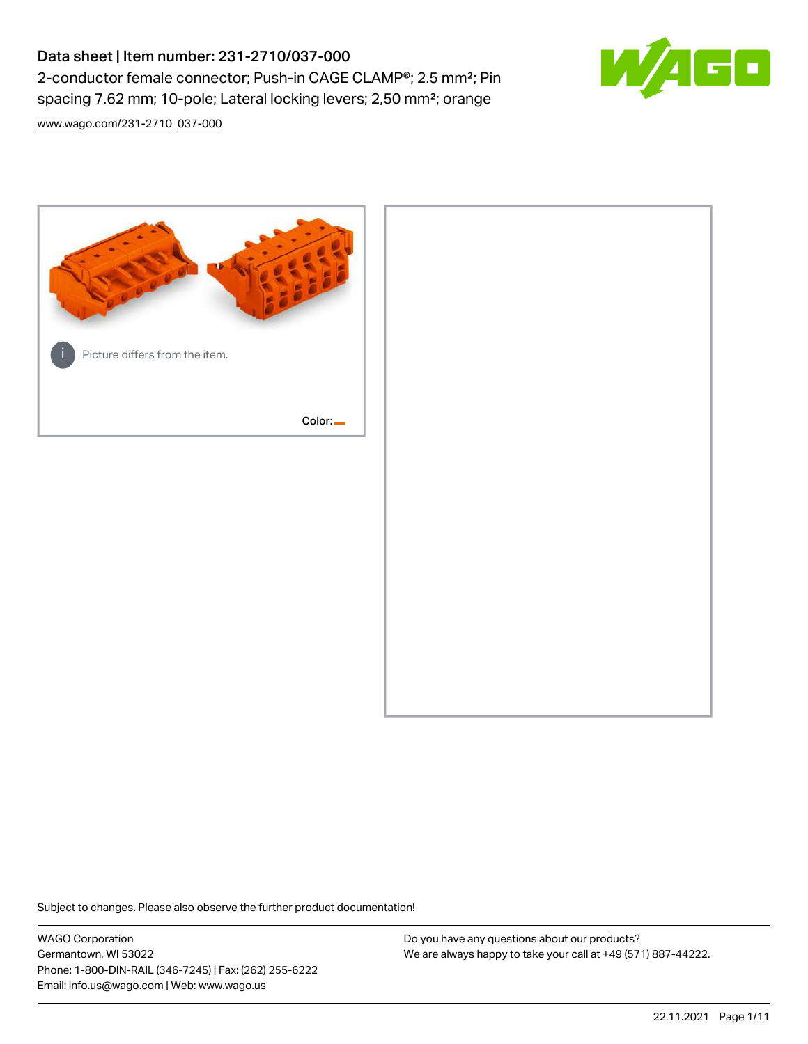# Data sheet | Item number: 231-2710/037-000

2-conductor female connector; Push-in CAGE CLAMP®; 2.5 mm²; Pin spacing 7.62 mm; 10-pole; Lateral locking levers; 2,50 mm²; orange

www.wago.com/231-2710_037-000

Picture differs from the item.

Color:

Subject to changes. Please also observe the further product documentation!

WAGO Corporation
Germantown, WI 53022
Phone: 1-800-DIN-RAIL (346-7245) | Fax: (262) 255-6222
Email: info.us@wago.com | Web: www.wago.us

Do you have any questions about our products?
We are always happy to take your call at +49 (571) 887-44222.

22.11.2021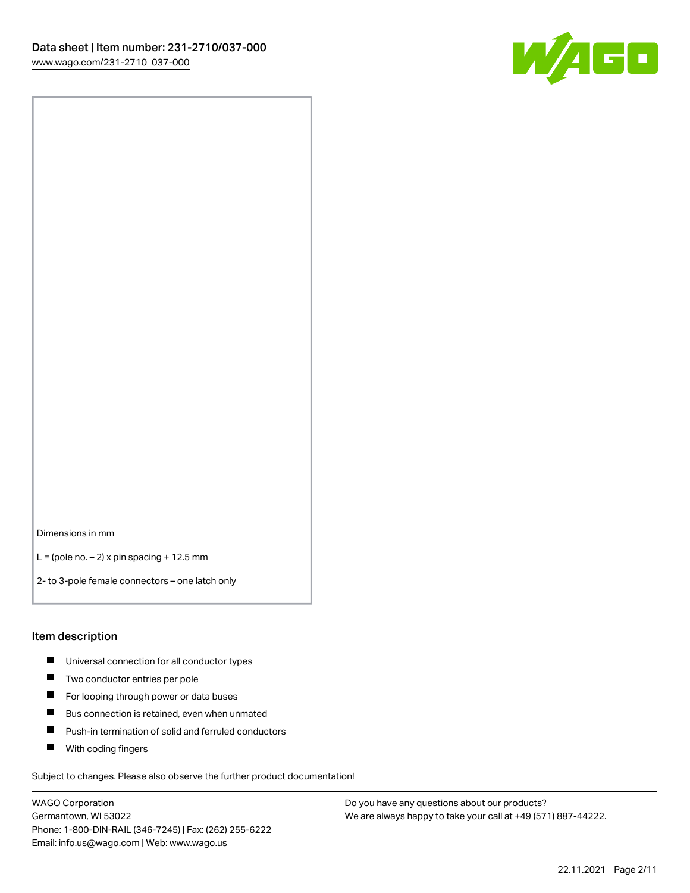Dimensions in mm

L = (pole no. – 2) x pin spacing + 12.5 mm

2- to 3-pole female connectors – one latch only

## Item description

- Universal connection for all conductor types
- Two conductor entries per pole
- For looping through power or data buses
- Bus connection is retained, even when unmated
- Push-in termination of solid and ferruled conductors
- With coding fingers

Subject to changes. Please also observe the further product documentation!

WAGO Corporation
Germantown, WI 53022
Phone: 1-800-DIN-RAIL (346-7245) | Fax: (262) 255-6222
Email: info.us@wago.com | Web: www.wago.us

Do you have any questions about our products?
We are always happy to take your call at +49 (571) 887-44222.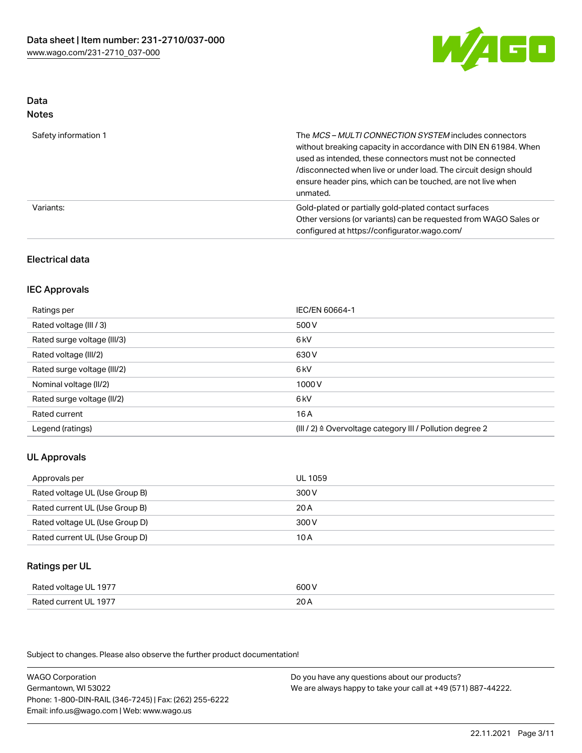## Data
### Notes

| | |
|---|---|
| Safety information 1 | The *MCS – MULTI CONNECTION SYSTEM* includes connectors without breaking capacity in accordance with DIN EN 61984. When used as intended, these connectors must not be connected /disconnected when live or under load. The circuit design should ensure header pins, which can be touched, are not live when unmated. |
| Variants: | Gold-plated or partially gold-plated contact surfaces Other versions (or variants) can be requested from WAGO Sales or configured at https://configurator.wago.com/ |

## Electrical data

### IEC Approvals

| | |
|---|---|
| Ratings per | IEC/EN 60664-1 |
| Rated voltage (III / 3) | 500 V |
| Rated surge voltage (III/3) | 6 kV |
| Rated voltage (III/2) | 630 V |
| Rated surge voltage (III/2) | 6 kV |
| Nominal voltage (II/2) | 1000 V |
| Rated surge voltage (II/2) | 6 kV |
| Rated current | 16 A |
| Legend (ratings) | (III / 2) ≙ Overvoltage category III / Pollution degree 2 |

### UL Approvals

| | |
|---|---|
| Approvals per | UL 1059 |
| Rated voltage UL (Use Group B) | 300 V |
| Rated current UL (Use Group B) | 20 A |
| Rated voltage UL (Use Group D) | 300 V |
| Rated current UL (Use Group D) | 10 A |

### Ratings per UL

| | |
|---|---|
| Rated voltage UL 1977 | 600 V |
| Rated current UL 1977 | 20 A |

Subject to changes. Please also observe the further product documentation!

WAGO Corporation
Germantown, WI 53022
Phone: 1-800-DIN-RAIL (346-7245) | Fax: (262) 255-6222
Email: info.us@wago.com | Web: www.wago.us

Do you have any questions about our products?
We are always happy to take your call at +49 (571) 887-44222.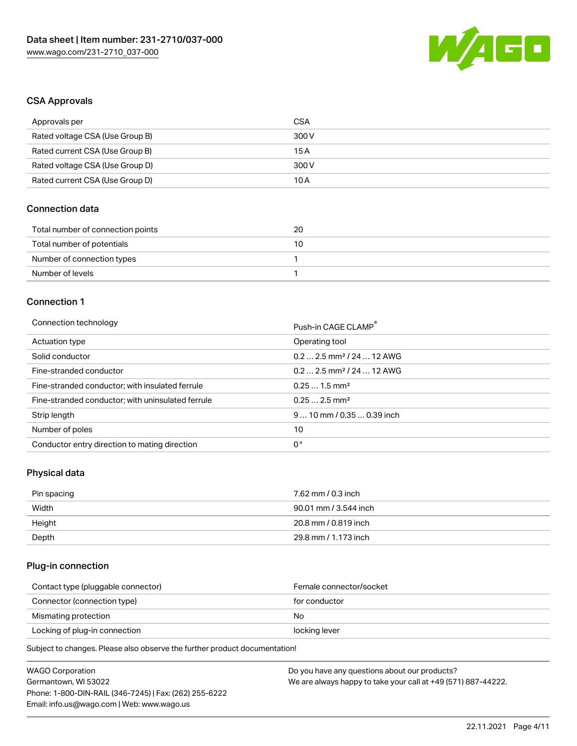## CSA Approvals

| Approvals per | CSA |
| --- | --- |
| Rated voltage CSA (Use Group B) | 300 V |
| Rated current CSA (Use Group B) | 15 A |
| Rated voltage CSA (Use Group D) | 300 V |
| Rated current CSA (Use Group D) | 10 A |

## Connection data

| Total number of connection points | 20 |
| --- | --- |
| Total number of potentials | 10 |
| Number of connection types | 1 |
| Number of levels | 1 |

## Connection 1

| Connection technology | Push-in CAGE CLAMP® |
| --- | --- |
| Actuation type | Operating tool |
| Solid conductor | 0.2 … 2.5 mm² / 24 … 12 AWG |
| Fine-stranded conductor | 0.2 … 2.5 mm² / 24 … 12 AWG |
| Fine-stranded conductor; with insulated ferrule | 0.25 … 1.5 mm² |
| Fine-stranded conductor; with uninsulated ferrule | 0.25 … 2.5 mm² |
| Strip length | 9 … 10 mm / 0.35 … 0.39 inch |
| Number of poles | 10 |
| Conductor entry direction to mating direction | 0° |

## Physical data

| Pin spacing | 7.62 mm / 0.3 inch |
| --- | --- |
| Width | 90.01 mm / 3.544 inch |
| Height | 20.8 mm / 0.819 inch |
| Depth | 29.8 mm / 1.173 inch |

## Plug-in connection

| Contact type (pluggable connector) | Female connector/socket |
| --- | --- |
| Connector (connection type) | for conductor |
| Mismating protection | No |
| Locking of plug-in connection | locking lever |

Subject to changes. Please also observe the further product documentation!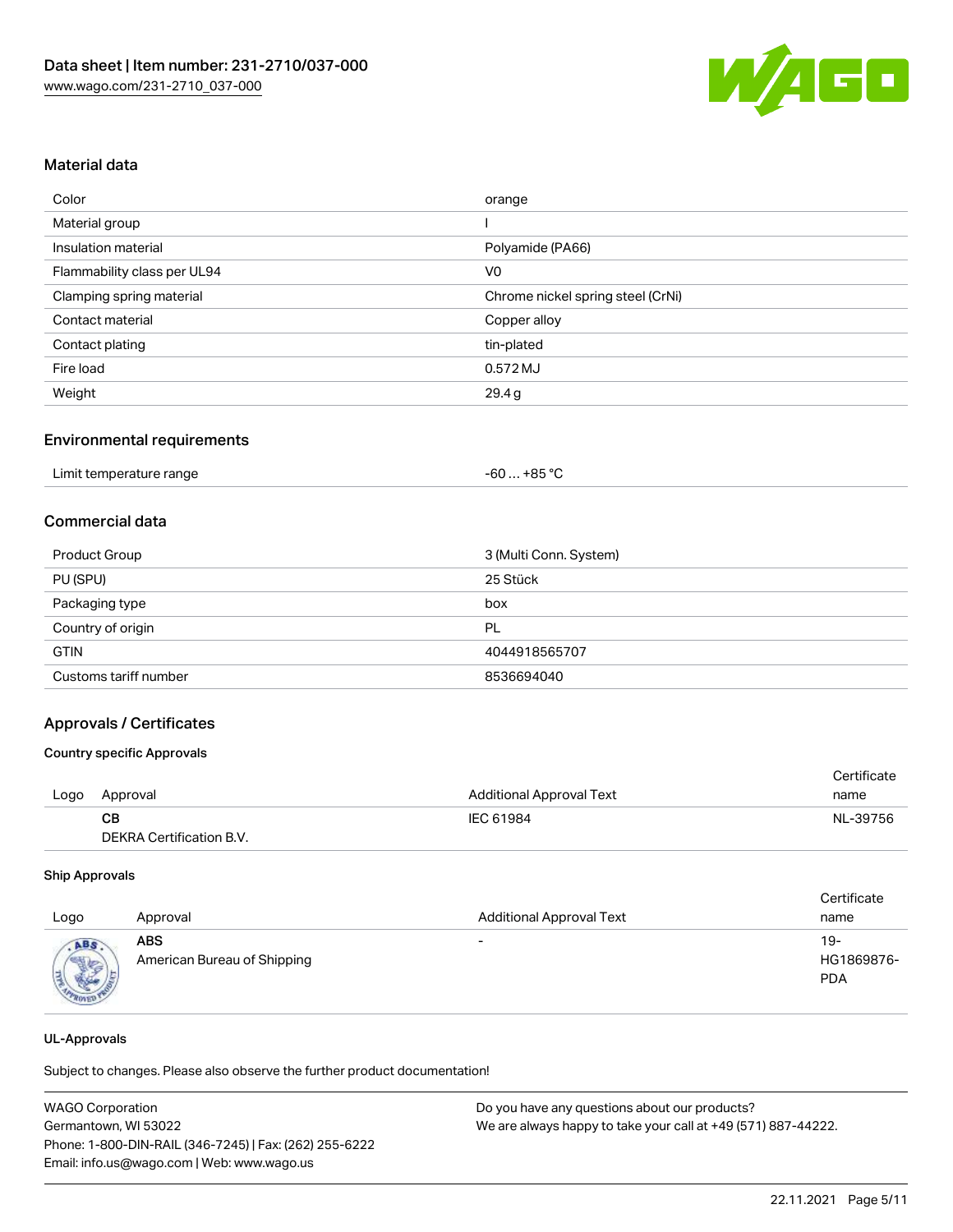## Material data

| Color | orange |
| --- | --- |
| Material group | I |
| Insulation material | Polyamide (PA66) |
| Flammability class per UL94 | V0 |
| Clamping spring material | Chrome nickel spring steel (CrNi) |
| Contact material | Copper alloy |
| Contact plating | tin-plated |
| Fire load | 0.572 MJ |
| Weight | 29.4 g |

## Environmental requirements

| Limit temperature range | -60 … +85 °C |
| --- | --- |

## Commercial data

| Product Group | 3 (Multi Conn. System) |
| --- | --- |
| PU (SPU) | 25 Stück |
| Packaging type | box |
| Country of origin | PL |
| GTIN | 4044918565707 |
| Customs tariff number | 8536694040 |

## Approvals / Certificates

### Country specific Approvals

| Logo | Approval | Additional Approval Text | Certificate name |
| --- | --- | --- | --- |
| | **CB**<br>DEKRA Certification B.V. | IEC 61984 | NL-39756 |

### Ship Approvals

| Logo | Approval | Additional Approval Text | Certificate name |
| --- | --- | --- | --- |
| | **ABS**<br>American Bureau of Shipping | - | 19-HG1869876-PDA |

### UL-Approvals

Subject to changes. Please also observe the further product documentation!

WAGO Corporation
Germantown, WI 53022
Phone: 1-800-DIN-RAIL (346-7245) | Fax: (262) 255-6222
Email: info.us@wago.com | Web: www.wago.us

Do you have any questions about our products?
We are always happy to take your call at +49 (571) 887-44222.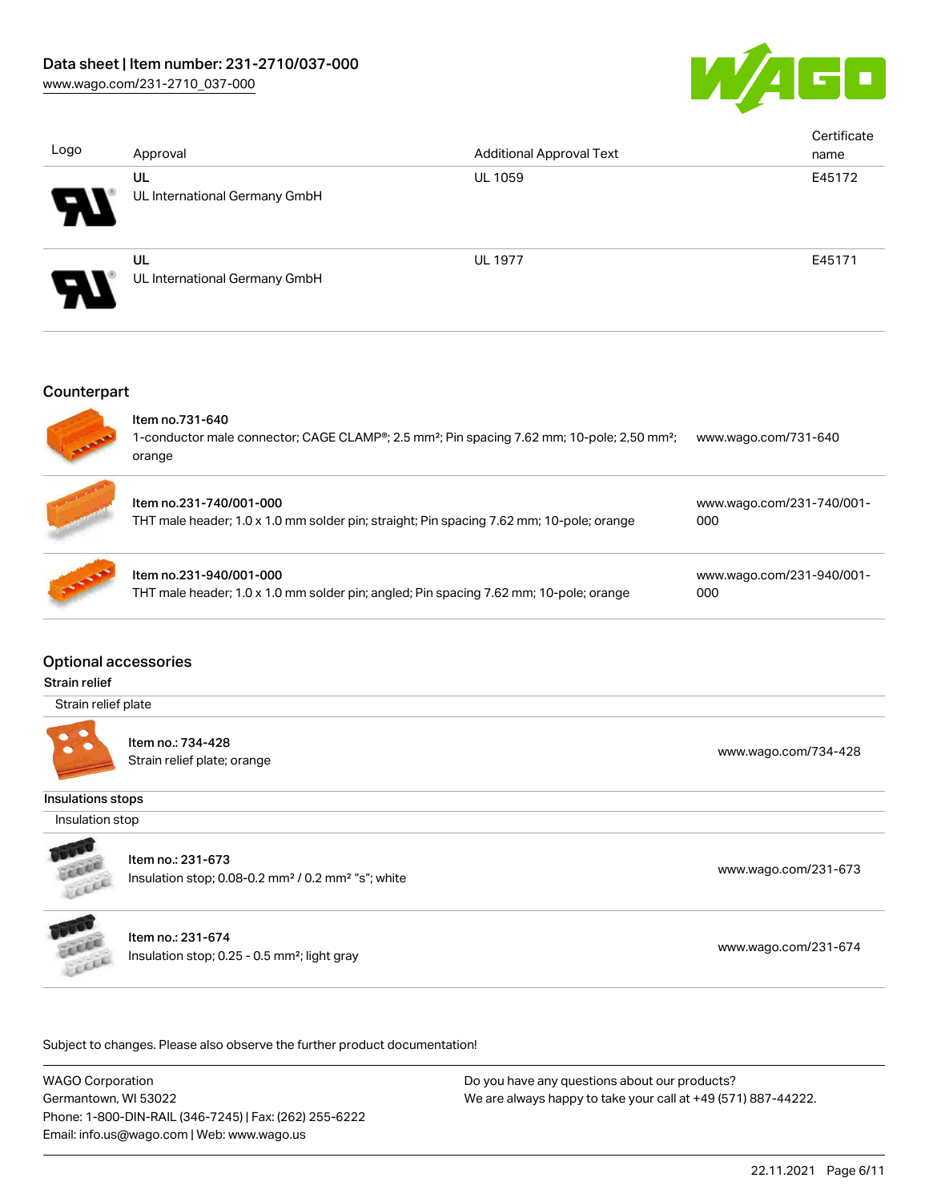| Logo | Approval | Additional Approval Text | Certificate name |
|---|---|---|---|
| | UL<br>UL International Germany GmbH | UL 1059 | E45172 |
| | UL<br>UL International Germany GmbH | UL 1977 | E45171 |

## Counterpart

| | | |
|---|---|---|
| | Item no.731-640<br>1-conductor male connector; CAGE CLAMP®; 2.5 mm²; Pin spacing 7.62 mm; 10-pole; 2,50 mm²; orange | www.wago.com/731-640 |
| | Item no.231-740/001-000<br>THT male header; 1.0 x 1.0 mm solder pin; straight; Pin spacing 7.62 mm; 10-pole; orange | www.wago.com/231-740/001-000 |
| | Item no.231-940/001-000<br>THT male header; 1.0 x 1.0 mm solder pin; angled; Pin spacing 7.62 mm; 10-pole; orange | www.wago.com/231-940/001-000 |

## Optional accessories

### Strain relief

Strain relief plate

| | | |
|---|---|---|
| | Item no.: 734-428<br>Strain relief plate; orange | www.wago.com/734-428 |

### Insulations stops

Insulation stop

| | | |
|---|---|---|
| | Item no.: 231-673<br>Insulation stop; 0.08-0.2 mm² / 0.2 mm² "s"; white | www.wago.com/231-673 |
| | Item no.: 231-674<br>Insulation stop; 0.25 - 0.5 mm²; light gray | www.wago.com/231-674 |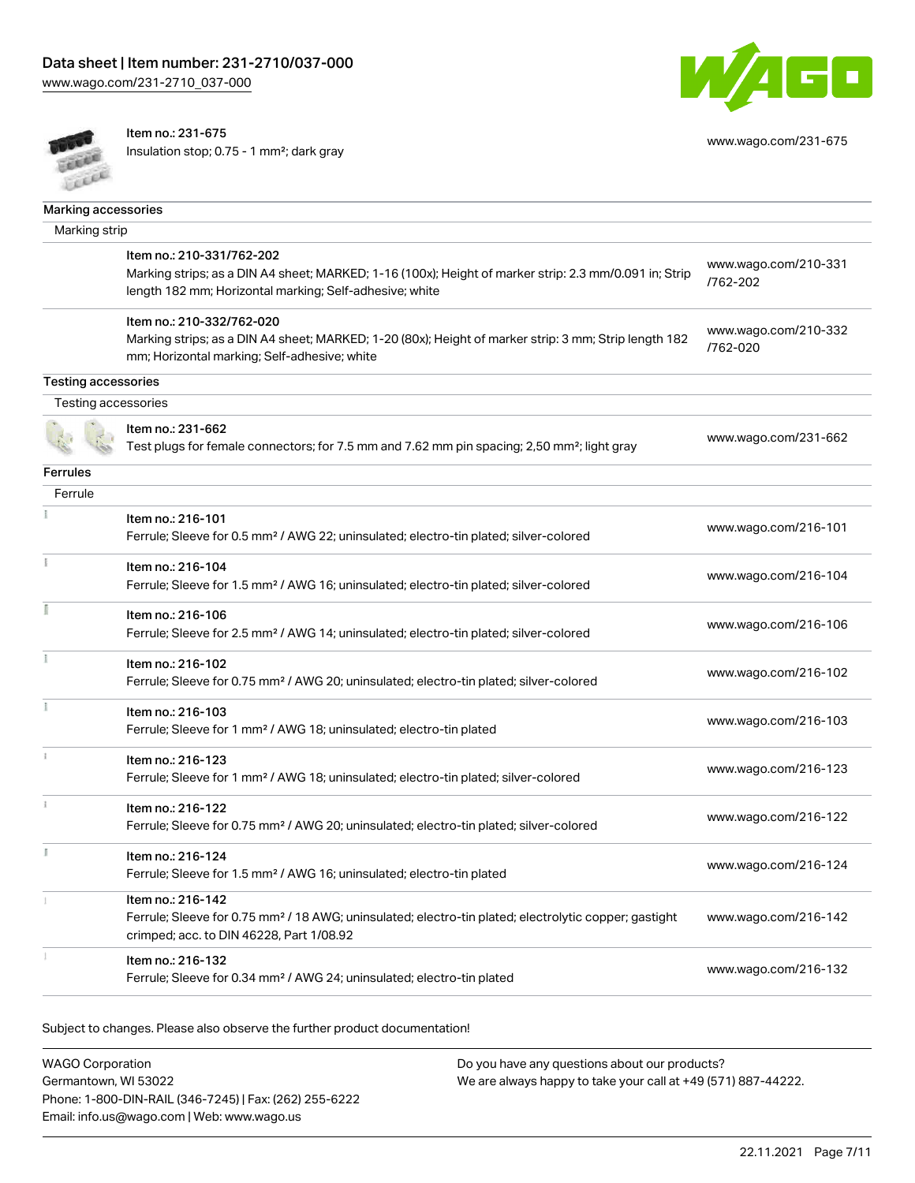Item no.: 231-675
Insulation stop; 0.75 - 1 mm²; dark gray | www.wago.com/231-675

## Marking accessories

### Marking strip

| Item | Link |
|---|---|
| Item no.: 210-331/762-202<br>Marking strips; as a DIN A4 sheet; MARKED; 1-16 (100x); Height of marker strip: 2.3 mm/0.091 in; Strip length 182 mm; Horizontal marking; Self-adhesive; white | www.wago.com/210-331/762-202 |
| Item no.: 210-332/762-020<br>Marking strips; as a DIN A4 sheet; MARKED; 1-20 (80x); Height of marker strip: 3 mm; Strip length 182 mm; Horizontal marking; Self-adhesive; white | www.wago.com/210-332/762-020 |

## Testing accessories

### Testing accessories

| Item | Link |
|---|---|
| Item no.: 231-662<br>Test plugs for female connectors; for 7.5 mm and 7.62 mm pin spacing; 2,50 mm²; light gray | www.wago.com/231-662 |

## Ferrules

### Ferrule

| Item | Link |
|---|---|
| Item no.: 216-101<br>Ferrule; Sleeve for 0.5 mm² / AWG 22; uninsulated; electro-tin plated; silver-colored | www.wago.com/216-101 |
| Item no.: 216-104<br>Ferrule; Sleeve for 1.5 mm² / AWG 16; uninsulated; electro-tin plated; silver-colored | www.wago.com/216-104 |
| Item no.: 216-106<br>Ferrule; Sleeve for 2.5 mm² / AWG 14; uninsulated; electro-tin plated; silver-colored | www.wago.com/216-106 |
| Item no.: 216-102<br>Ferrule; Sleeve for 0.75 mm² / AWG 20; uninsulated; electro-tin plated; silver-colored | www.wago.com/216-102 |
| Item no.: 216-103<br>Ferrule; Sleeve for 1 mm² / AWG 18; uninsulated; electro-tin plated | www.wago.com/216-103 |
| Item no.: 216-123<br>Ferrule; Sleeve for 1 mm² / AWG 18; uninsulated; electro-tin plated; silver-colored | www.wago.com/216-123 |
| Item no.: 216-122<br>Ferrule; Sleeve for 0.75 mm² / AWG 20; uninsulated; electro-tin plated; silver-colored | www.wago.com/216-122 |
| Item no.: 216-124<br>Ferrule; Sleeve for 1.5 mm² / AWG 16; uninsulated; electro-tin plated | www.wago.com/216-124 |
| Item no.: 216-142<br>Ferrule; Sleeve for 0.75 mm² / 18 AWG; uninsulated; electro-tin plated; electrolytic copper; gastight crimped; acc. to DIN 46228, Part 1/08.92 | www.wago.com/216-142 |
| Item no.: 216-132<br>Ferrule; Sleeve for 0.34 mm² / AWG 24; uninsulated; electro-tin plated | www.wago.com/216-132 |

Subject to changes. Please also observe the further product documentation!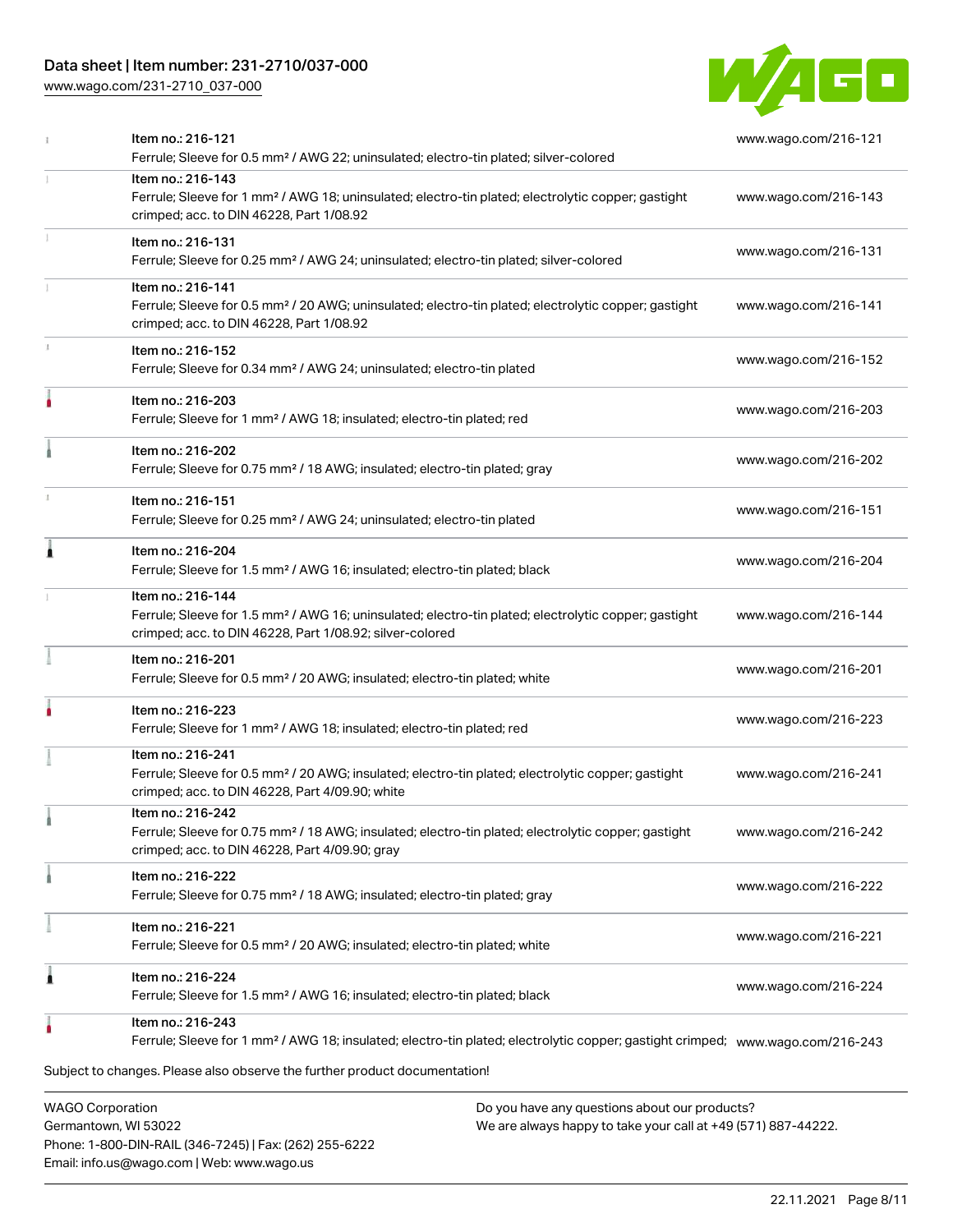| | | |
|---|---|---|
| | Item no.: 216-121<br>Ferrule; Sleeve for 0.5 mm² / AWG 22; uninsulated; electro-tin plated; silver-colored | www.wago.com/216-121 |
| | Item no.: 216-143<br>Ferrule; Sleeve for 1 mm² / AWG 18; uninsulated; electro-tin plated; electrolytic copper; gastight crimped; acc. to DIN 46228, Part 1/08.92 | www.wago.com/216-143 |
| | Item no.: 216-131<br>Ferrule; Sleeve for 0.25 mm² / AWG 24; uninsulated; electro-tin plated; silver-colored | www.wago.com/216-131 |
| | Item no.: 216-141<br>Ferrule; Sleeve for 0.5 mm² / 20 AWG; uninsulated; electro-tin plated; electrolytic copper; gastight crimped; acc. to DIN 46228, Part 1/08.92 | www.wago.com/216-141 |
| | Item no.: 216-152<br>Ferrule; Sleeve for 0.34 mm² / AWG 24; uninsulated; electro-tin plated | www.wago.com/216-152 |
| | Item no.: 216-203<br>Ferrule; Sleeve for 1 mm² / AWG 18; insulated; electro-tin plated; red | www.wago.com/216-203 |
| | Item no.: 216-202<br>Ferrule; Sleeve for 0.75 mm² / 18 AWG; insulated; electro-tin plated; gray | www.wago.com/216-202 |
| | Item no.: 216-151<br>Ferrule; Sleeve for 0.25 mm² / AWG 24; uninsulated; electro-tin plated | www.wago.com/216-151 |
| | Item no.: 216-204<br>Ferrule; Sleeve for 1.5 mm² / AWG 16; insulated; electro-tin plated; black | www.wago.com/216-204 |
| | Item no.: 216-144<br>Ferrule; Sleeve for 1.5 mm² / AWG 16; uninsulated; electro-tin plated; electrolytic copper; gastight crimped; acc. to DIN 46228, Part 1/08.92; silver-colored | www.wago.com/216-144 |
| | Item no.: 216-201<br>Ferrule; Sleeve for 0.5 mm² / 20 AWG; insulated; electro-tin plated; white | www.wago.com/216-201 |
| | Item no.: 216-223<br>Ferrule; Sleeve for 1 mm² / AWG 18; insulated; electro-tin plated; red | www.wago.com/216-223 |
| | Item no.: 216-241<br>Ferrule; Sleeve for 0.5 mm² / 20 AWG; insulated; electro-tin plated; electrolytic copper; gastight crimped; acc. to DIN 46228, Part 4/09.90; white | www.wago.com/216-241 |
| | Item no.: 216-242<br>Ferrule; Sleeve for 0.75 mm² / 18 AWG; insulated; electro-tin plated; electrolytic copper; gastight crimped; acc. to DIN 46228, Part 4/09.90; gray | www.wago.com/216-242 |
| | Item no.: 216-222<br>Ferrule; Sleeve for 0.75 mm² / 18 AWG; insulated; electro-tin plated; gray | www.wago.com/216-222 |
| | Item no.: 216-221<br>Ferrule; Sleeve for 0.5 mm² / 20 AWG; insulated; electro-tin plated; white | www.wago.com/216-221 |
| | Item no.: 216-224<br>Ferrule; Sleeve for 1.5 mm² / AWG 16; insulated; electro-tin plated; black | www.wago.com/216-224 |
| | Item no.: 216-243<br>Ferrule; Sleeve for 1 mm² / AWG 18; insulated; electro-tin plated; electrolytic copper; gastight crimped; | www.wago.com/216-243 |

Subject to changes. Please also observe the further product documentation!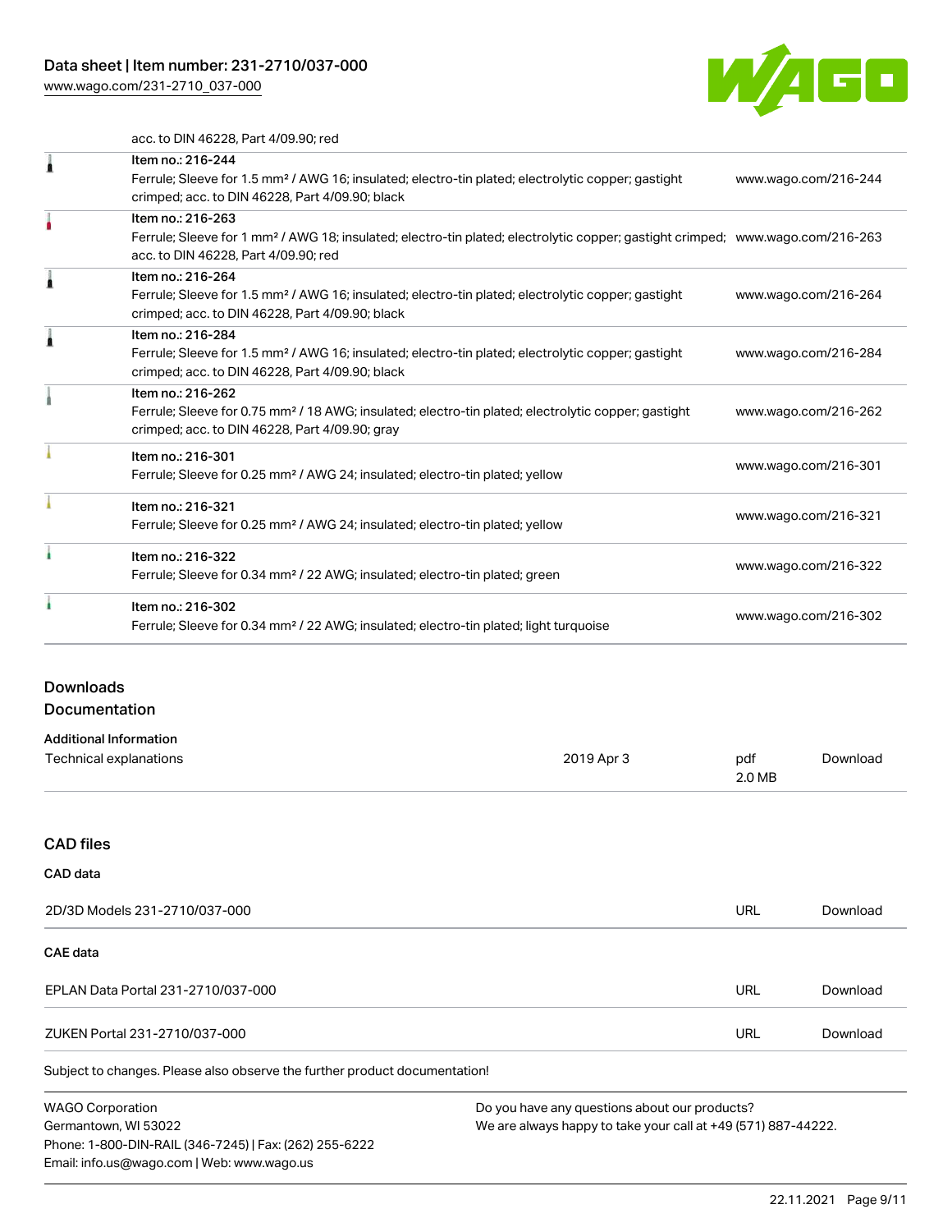acc. to DIN 46228, Part 4/09.90; red

| Item | URL |
| --- | --- |
| Item no.: 216-244<br>Ferrule; Sleeve for 1.5 mm² / AWG 16; insulated; electro-tin plated; electrolytic copper; gastight crimped; acc. to DIN 46228, Part 4/09.90; black | www.wago.com/216-244 |
| Item no.: 216-263<br>Ferrule; Sleeve for 1 mm² / AWG 18; insulated; electro-tin plated; electrolytic copper; gastight crimped; acc. to DIN 46228, Part 4/09.90; red | www.wago.com/216-263 |
| Item no.: 216-264<br>Ferrule; Sleeve for 1.5 mm² / AWG 16; insulated; electro-tin plated; electrolytic copper; gastight crimped; acc. to DIN 46228, Part 4/09.90; black | www.wago.com/216-264 |
| Item no.: 216-284<br>Ferrule; Sleeve for 1.5 mm² / AWG 16; insulated; electro-tin plated; electrolytic copper; gastight crimped; acc. to DIN 46228, Part 4/09.90; black | www.wago.com/216-284 |
| Item no.: 216-262<br>Ferrule; Sleeve for 0.75 mm² / 18 AWG; insulated; electro-tin plated; electrolytic copper; gastight crimped; acc. to DIN 46228, Part 4/09.90; gray | www.wago.com/216-262 |
| Item no.: 216-301<br>Ferrule; Sleeve for 0.25 mm² / AWG 24; insulated; electro-tin plated; yellow | www.wago.com/216-301 |
| Item no.: 216-321<br>Ferrule; Sleeve for 0.25 mm² / AWG 24; insulated; electro-tin plated; yellow | www.wago.com/216-321 |
| Item no.: 216-322<br>Ferrule; Sleeve for 0.34 mm² / 22 AWG; insulated; electro-tin plated; green | www.wago.com/216-322 |
| Item no.: 216-302<br>Ferrule; Sleeve for 0.34 mm² / 22 AWG; insulated; electro-tin plated; light turquoise | www.wago.com/216-302 |

## Downloads

### Documentation

**Additional Information**

| | | | |
| --- | --- | --- | --- |
| Technical explanations | 2019 Apr 3 | pdf 2.0 MB | Download |

### CAD files

**CAD data**

| | | |
| --- | --- | --- |
| 2D/3D Models 231-2710/037-000 | URL | Download |

**CAE data**

| | | |
| --- | --- | --- |
| EPLAN Data Portal 231-2710/037-000 | URL | Download |
| ZUKEN Portal 231-2710/037-000 | URL | Download |

Subject to changes. Please also observe the further product documentation!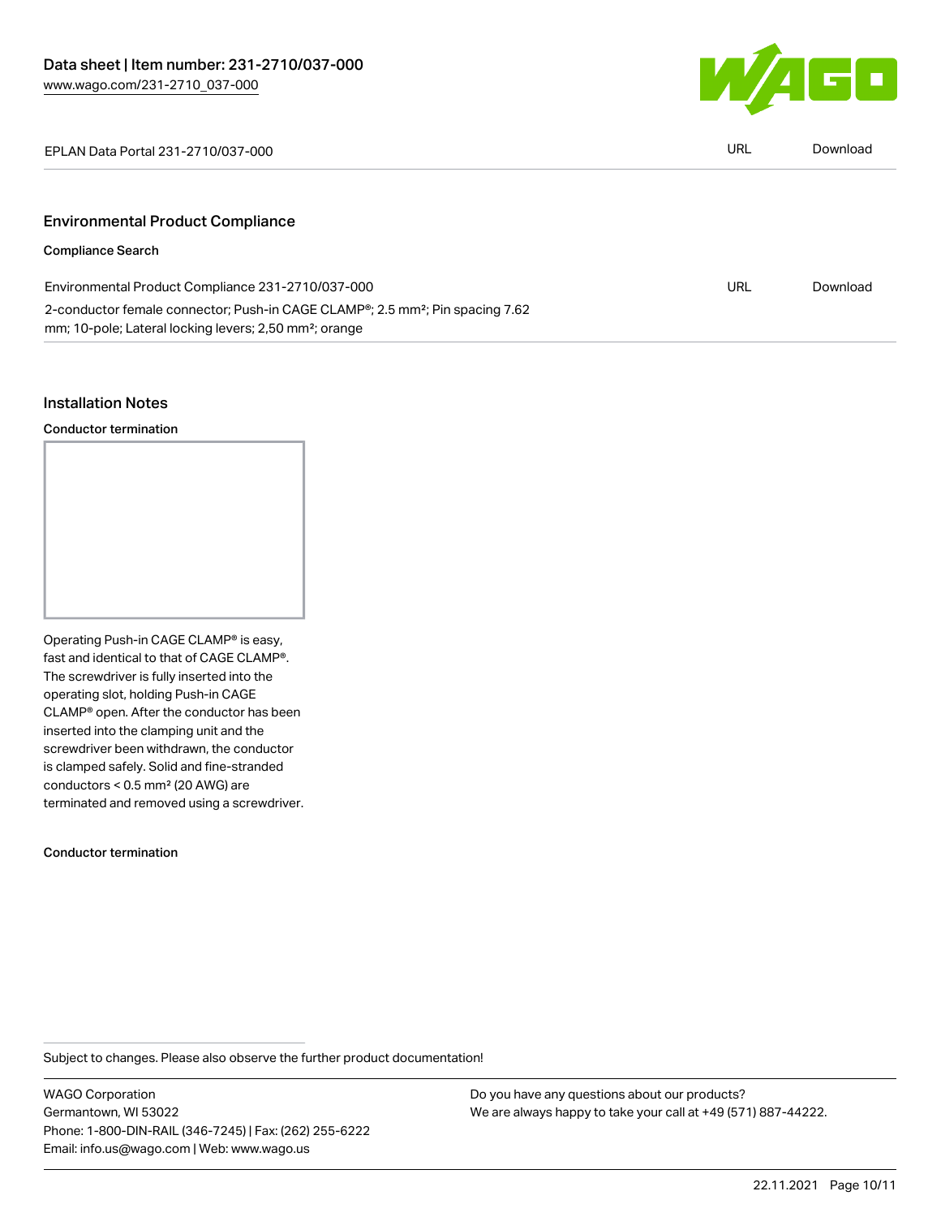| EPLAN Data Portal 231-2710/037-000 | URL | Download |
| --- | --- | --- |

## Environmental Product Compliance

### Compliance Search

| Environmental Product Compliance 231-2710/037-000 | URL | Download |
| --- | --- | --- |
| 2-conductor female connector; Push-in CAGE CLAMP®; 2.5 mm²; Pin spacing 7.62 mm; 10-pole; Lateral locking levers; 2,50 mm²; orange | | |

## Installation Notes

### Conductor termination

Operating Push-in CAGE CLAMP® is easy, fast and identical to that of CAGE CLAMP®. The screwdriver is fully inserted into the operating slot, holding Push-in CAGE CLAMP® open. After the conductor has been inserted into the clamping unit and the screwdriver been withdrawn, the conductor is clamped safely. Solid and fine-stranded conductors < 0.5 mm² (20 AWG) are terminated and removed using a screwdriver.

### Conductor termination

Subject to changes. Please also observe the further product documentation!

WAGO Corporation
Germantown, WI 53022
Phone: 1-800-DIN-RAIL (346-7245) | Fax: (262) 255-6222
Email: info.us@wago.com | Web: www.wago.us

Do you have any questions about our products?
We are always happy to take your call at +49 (571) 887-44222.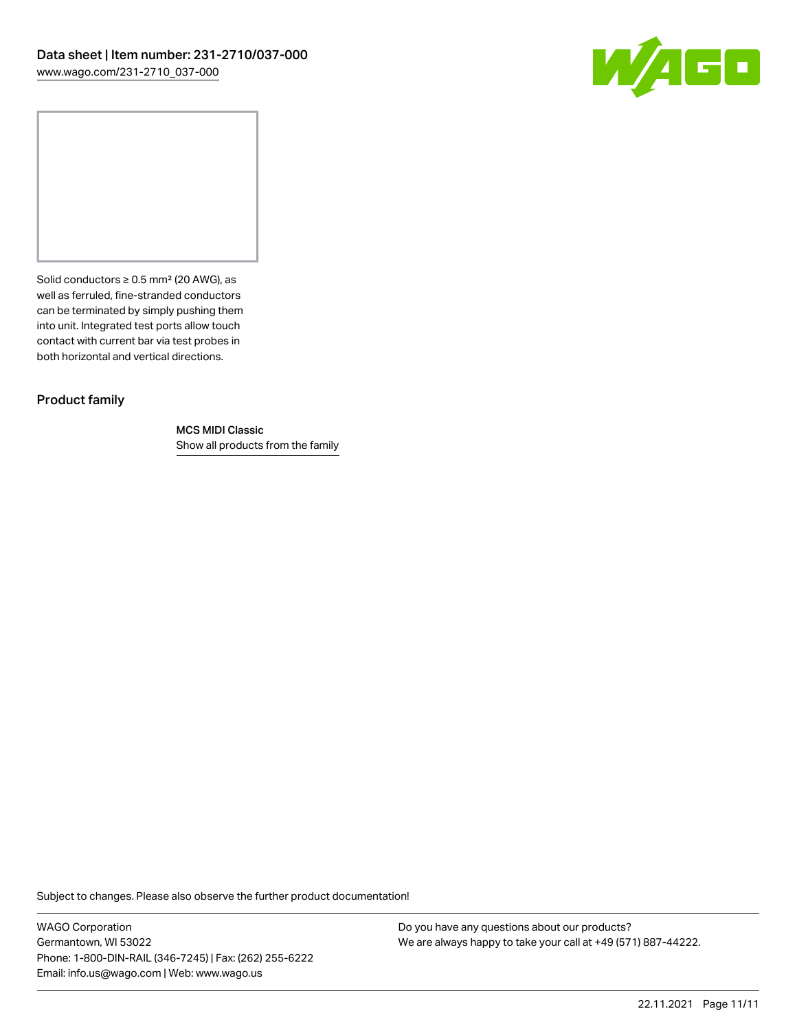Solid conductors ≥ 0.5 mm² (20 AWG), as well as ferruled, fine-stranded conductors can be terminated by simply pushing them into unit. Integrated test ports allow touch contact with current bar via test probes in both horizontal and vertical directions.

## Product family

MCS MIDI Classic
Show all products from the family

Subject to changes. Please also observe the further product documentation!

WAGO Corporation
Germantown, WI 53022
Phone: 1-800-DIN-RAIL (346-7245) | Fax: (262) 255-6222
Email: info.us@wago.com | Web: www.wago.us

Do you have any questions about our products?
We are always happy to take your call at +49 (571) 887-44222.